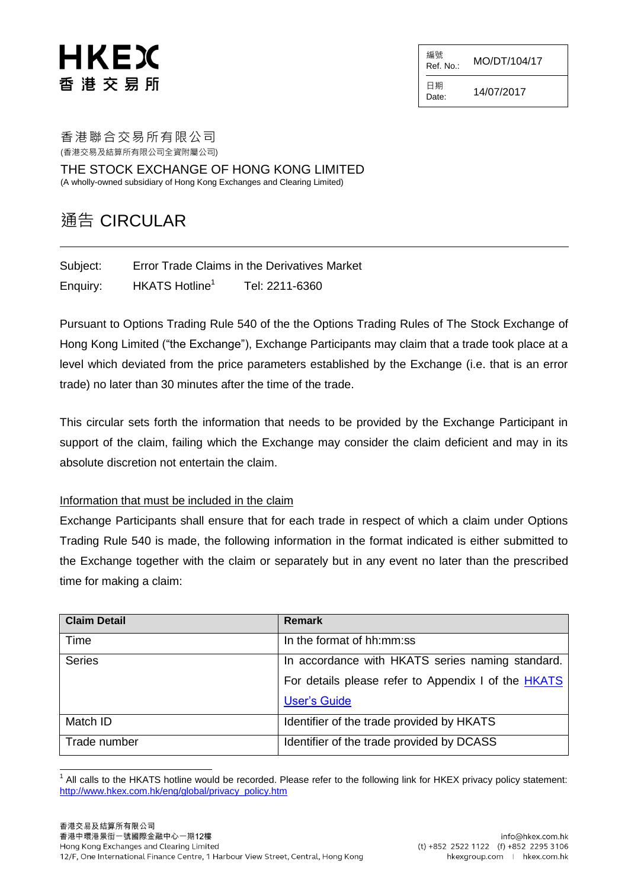# HKEX
# 香港交易所

| 編號 Ref. No.: | MO/DT/104/17 |
|---|---|
| 日期 Date: | 14/07/2017 |

香港聯合交易所有限公司
(香港交易及結算所有限公司全資附屬公司)

THE STOCK EXCHANGE OF HONG KONG LIMITED
(A wholly-owned subsidiary of Hong Kong Exchanges and Clearing Limited)

## 通告 CIRCULAR

Subject: Error Trade Claims in the Derivatives Market

Enquiry: HKATS Hotline[1] Tel: 2211-6360

Pursuant to Options Trading Rule 540 of the the Options Trading Rules of The Stock Exchange of Hong Kong Limited ("the Exchange"), Exchange Participants may claim that a trade took place at a level which deviated from the price parameters established by the Exchange (i.e. that is an error trade) no later than 30 minutes after the time of the trade.

This circular sets forth the information that needs to be provided by the Exchange Participant in support of the claim, failing which the Exchange may consider the claim deficient and may in its absolute discretion not entertain the claim.

Information that must be included in the claim

Exchange Participants shall ensure that for each trade in respect of which a claim under Options Trading Rule 540 is made, the following information in the format indicated is either submitted to the Exchange together with the claim or separately but in any event no later than the prescribed time for making a claim:

| Claim Detail | Remark |
|---|---|
| Time | In the format of hh:mm:ss |
| Series | In accordance with HKATS series naming standard. For details please refer to Appendix I of the HKATS User's Guide |
| Match ID | Identifier of the trade provided by HKATS |
| Trade number | Identifier of the trade provided by DCASS |

[1] All calls to the HKATS hotline would be recorded. Please refer to the following link for HKEX privacy policy statement: http://www.hkex.com.hk/eng/global/privacy_policy.htm

香港交易及結算所有限公司
香港中環港景街一號國際金融中心一期12樓
Hong Kong Exchanges and Clearing Limited
12/F, One International Finance Centre, 1 Harbour View Street, Central, Hong Kong

info@hkex.com.hk
(t) +852 2522 1122 (f) +852 2295 3106
hkexgroup.com | hkex.com.hk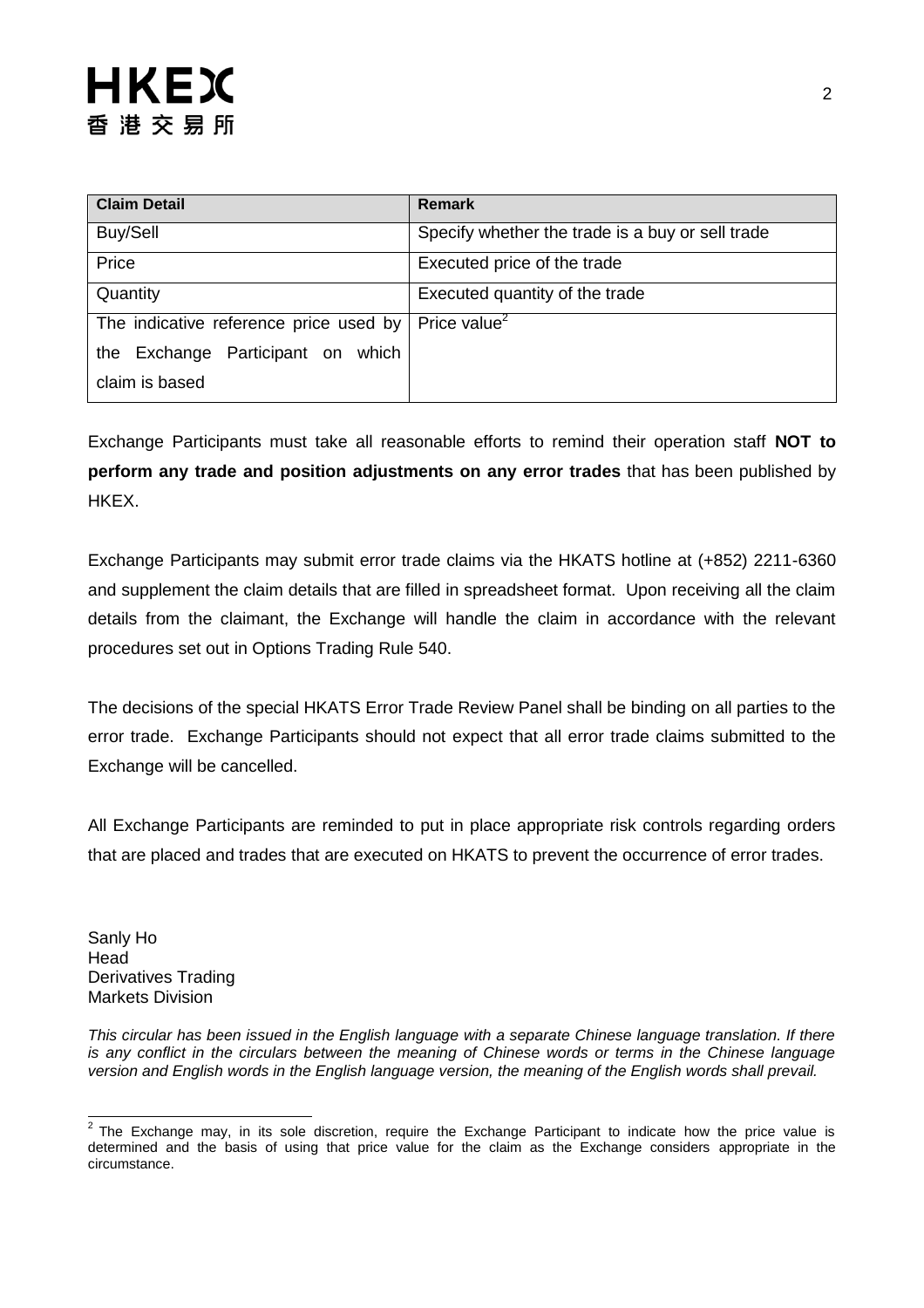| Claim Detail | Remark |
| --- | --- |
| Buy/Sell | Specify whether the trade is a buy or sell trade |
| Price | Executed price of the trade |
| Quantity | Executed quantity of the trade |
| The indicative reference price used by the Exchange Participant on which claim is based | Price value[2] |

Exchange Participants must take all reasonable efforts to remind their operation staff **NOT to perform any trade and position adjustments on any error trades** that has been published by HKEX.

Exchange Participants may submit error trade claims via the HKATS hotline at (+852) 2211-6360 and supplement the claim details that are filled in spreadsheet format. Upon receiving all the claim details from the claimant, the Exchange will handle the claim in accordance with the relevant procedures set out in Options Trading Rule 540.

The decisions of the special HKATS Error Trade Review Panel shall be binding on all parties to the error trade. Exchange Participants should not expect that all error trade claims submitted to the Exchange will be cancelled.

All Exchange Participants are reminded to put in place appropriate risk controls regarding orders that are placed and trades that are executed on HKATS to prevent the occurrence of error trades.

Sanly Ho
Head
Derivatives Trading
Markets Division

*This circular has been issued in the English language with a separate Chinese language translation. If there is any conflict in the circulars between the meaning of Chinese words or terms in the Chinese language version and English words in the English language version, the meaning of the English words shall prevail.*

[2] The Exchange may, in its sole discretion, require the Exchange Participant to indicate how the price value is determined and the basis of using that price value for the claim as the Exchange considers appropriate in the circumstance.